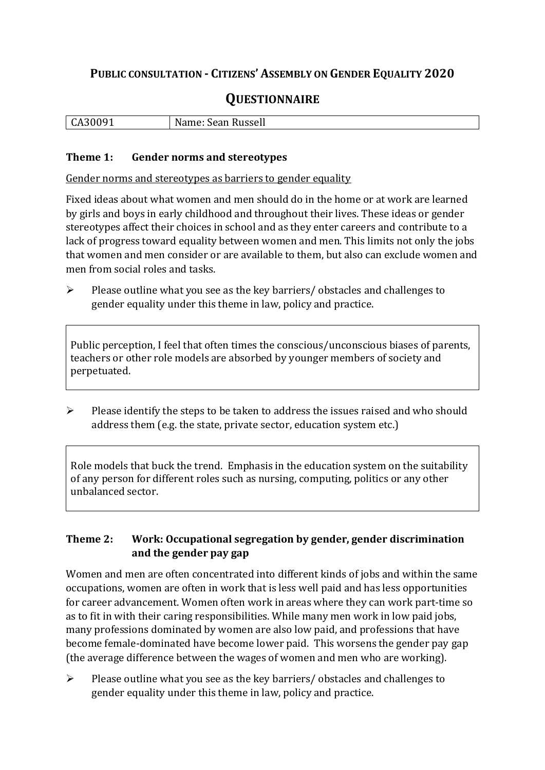# PUBLIC CONSULTATION - CITIZENS' ASSEMBLY ON GENDER EQUALITY 2020

## QUESTIONNAIRE

| CA30091 | Name: Sean Russell |
| --- | --- |

### Theme 1: Gender norms and stereotypes

Gender norms and stereotypes as barriers to gender equality

Fixed ideas about what women and men should do in the home or at work are learned by girls and boys in early childhood and throughout their lives. These ideas or gender stereotypes affect their choices in school and as they enter careers and contribute to a lack of progress toward equality between women and men. This limits not only the jobs that women and men consider or are available to them, but also can exclude women and men from social roles and tasks.

- Please outline what you see as the key barriers/ obstacles and challenges to gender equality under this theme in law, policy and practice.

Public perception, I feel that often times the conscious/unconscious biases of parents, teachers or other role models are absorbed by younger members of society and perpetuated.

- Please identify the steps to be taken to address the issues raised and who should address them (e.g. the state, private sector, education system etc.)

Role models that buck the trend. Emphasis in the education system on the suitability of any person for different roles such as nursing, computing, politics or any other unbalanced sector.

### Theme 2: Work: Occupational segregation by gender, gender discrimination and the gender pay gap

Women and men are often concentrated into different kinds of jobs and within the same occupations, women are often in work that is less well paid and has less opportunities for career advancement. Women often work in areas where they can work part-time so as to fit in with their caring responsibilities. While many men work in low paid jobs, many professions dominated by women are also low paid, and professions that have become female-dominated have become lower paid. This worsens the gender pay gap (the average difference between the wages of women and men who are working).

- Please outline what you see as the key barriers/ obstacles and challenges to gender equality under this theme in law, policy and practice.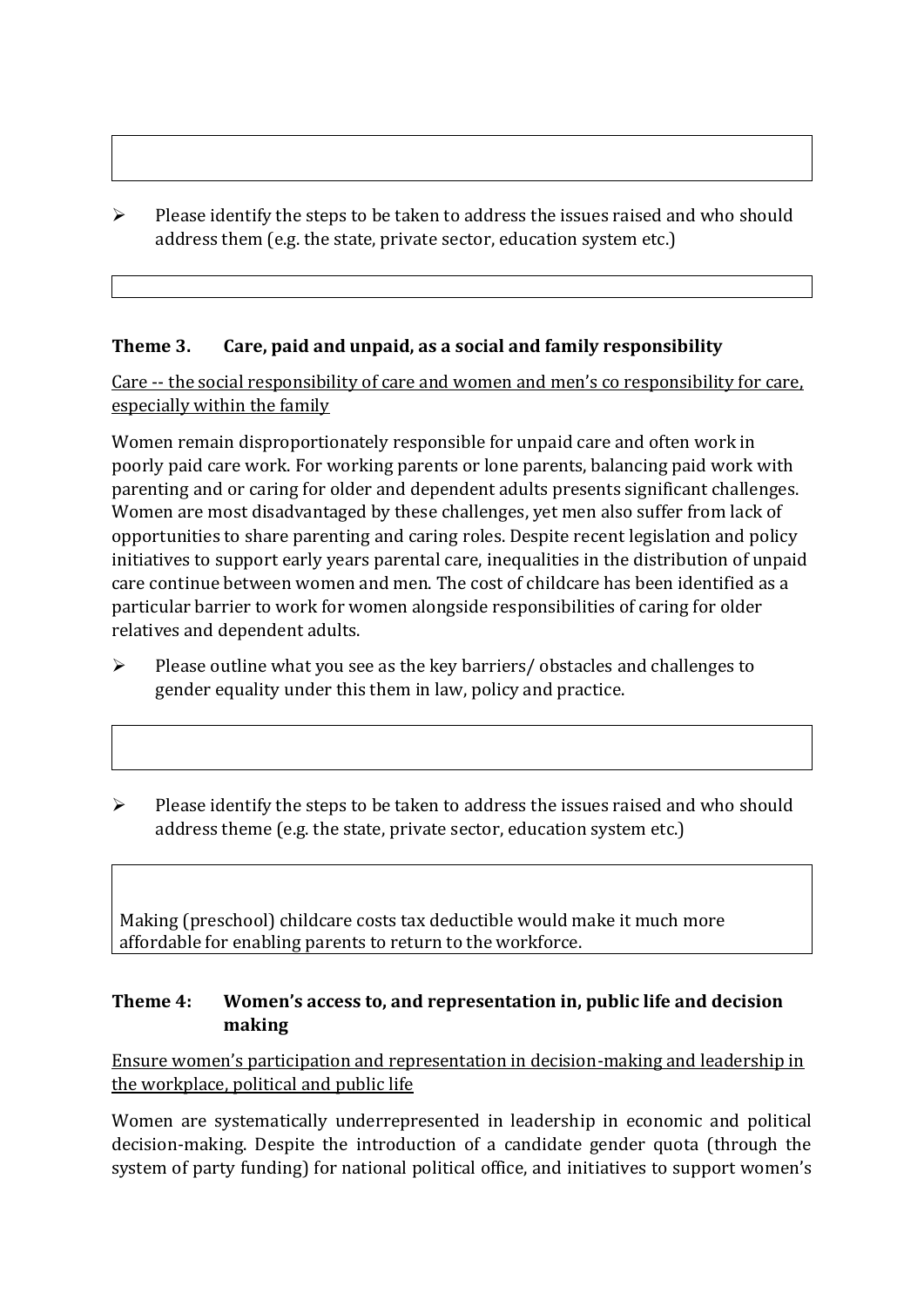- Please identify the steps to be taken to address the issues raised and who should address them (e.g. the state, private sector, education system etc.)

### Theme 3. Care, paid and unpaid, as a social and family responsibility

<u>Care -- the social responsibility of care and women and men's co responsibility for care, especially within the family</u>

Women remain disproportionately responsible for unpaid care and often work in poorly paid care work. For working parents or lone parents, balancing paid work with parenting and or caring for older and dependent adults presents significant challenges. Women are most disadvantaged by these challenges, yet men also suffer from lack of opportunities to share parenting and caring roles. Despite recent legislation and policy initiatives to support early years parental care, inequalities in the distribution of unpaid care continue between women and men. The cost of childcare has been identified as a particular barrier to work for women alongside responsibilities of caring for older relatives and dependent adults.

- Please outline what you see as the key barriers/ obstacles and challenges to gender equality under this them in law, policy and practice.

- Please identify the steps to be taken to address the issues raised and who should address theme (e.g. the state, private sector, education system etc.)

Making (preschool) childcare costs tax deductible would make it much more affordable for enabling parents to return to the workforce.

### Theme 4: Women's access to, and representation in, public life and decision making

<u>Ensure women's participation and representation in decision-making and leadership in the workplace, political and public life</u>

Women are systematically underrepresented in leadership in economic and political decision-making. Despite the introduction of a candidate gender quota (through the system of party funding) for national political office, and initiatives to support women's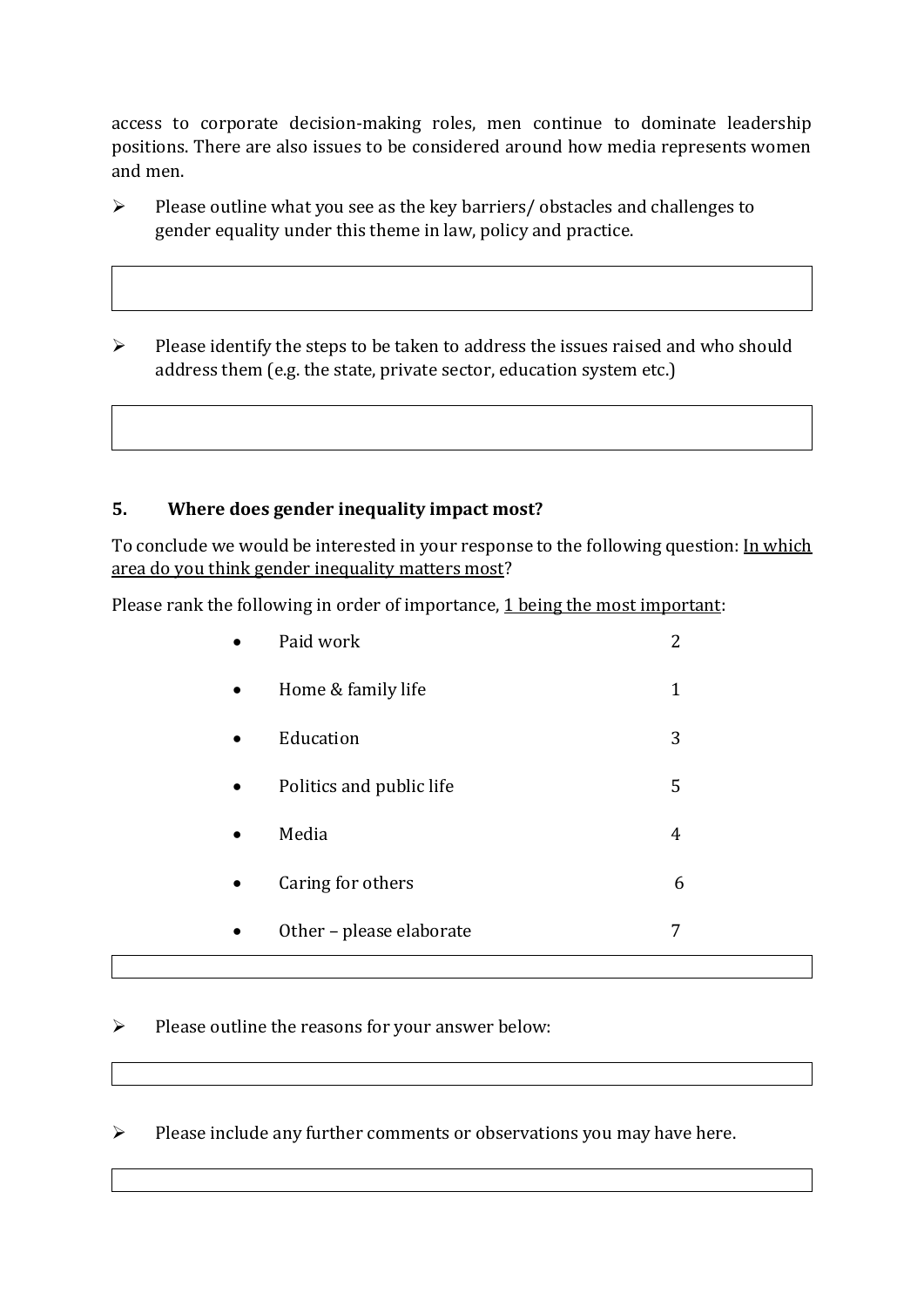access to corporate decision-making roles, men continue to dominate leadership positions. There are also issues to be considered around how media represents women and men.

- Please outline what you see as the key barriers/ obstacles and challenges to gender equality under this theme in law, policy and practice.

- Please identify the steps to be taken to address the issues raised and who should address them (e.g. the state, private sector, education system etc.)

## 5. Where does gender inequality impact most?

To conclude we would be interested in your response to the following question: In which area do you think gender inequality matters most?

Please rank the following in order of importance, 1 being the most important:

| | |
|---|---|
| • Paid work | 2 |
| • Home & family life | 1 |
| • Education | 3 |
| • Politics and public life | 5 |
| • Media | 4 |
| • Caring for others | 6 |
| • Other – please elaborate | 7 |

- Please outline the reasons for your answer below:

- Please include any further comments or observations you may have here.